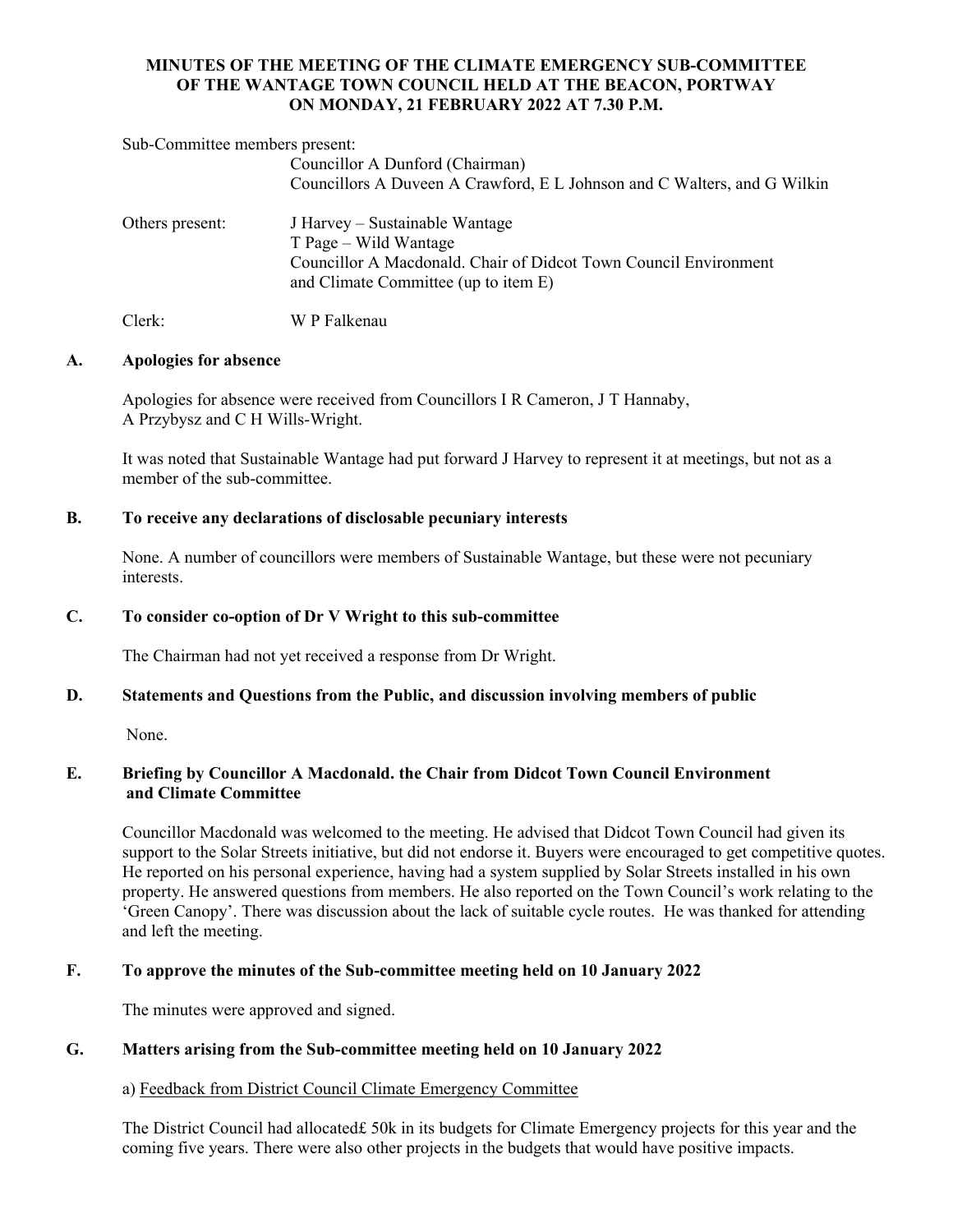**MINUTES OF THE MEETING OF THE CLIMATE EMERGENCY SUB-COMMITTEE OF THE WANTAGE TOWN COUNCIL HELD AT THE BEACON, PORTWAY ON MONDAY, 21 FEBRUARY 2022 AT 7.30 P.M.**

Sub-Committee members present:
Councillor A Dunford (Chairman)
Councillors A Duveen A Crawford, E L Johnson and C Walters, and G Wilkin

Others present:
J Harvey – Sustainable Wantage
T Page – Wild Wantage
Councillor A Macdonald. Chair of Didcot Town Council Environment and Climate Committee (up to item E)

Clerk: W P Falkenau

## A. Apologies for absence

Apologies for absence were received from Councillors I R Cameron, J T Hannaby, A Przybysz and C H Wills-Wright.

It was noted that Sustainable Wantage had put forward J Harvey to represent it at meetings, but not as a member of the sub-committee.

## B. To receive any declarations of disclosable pecuniary interests

None. A number of councillors were members of Sustainable Wantage, but these were not pecuniary interests.

## C. To consider co-option of Dr V Wright to this sub-committee

The Chairman had not yet received a response from Dr Wright.

## D. Statements and Questions from the Public, and discussion involving members of public

None.

## E. Briefing by Councillor A Macdonald. the Chair from Didcot Town Council Environment and Climate Committee

Councillor Macdonald was welcomed to the meeting. He advised that Didcot Town Council had given its support to the Solar Streets initiative, but did not endorse it. Buyers were encouraged to get competitive quotes. He reported on his personal experience, having had a system supplied by Solar Streets installed in his own property. He answered questions from members. He also reported on the Town Council's work relating to the 'Green Canopy'. There was discussion about the lack of suitable cycle routes. He was thanked for attending and left the meeting.

## F. To approve the minutes of the Sub-committee meeting held on 10 January 2022

The minutes were approved and signed.

## G. Matters arising from the Sub-committee meeting held on 10 January 2022

a) Feedback from District Council Climate Emergency Committee

The District Council had allocated£ 50k in its budgets for Climate Emergency projects for this year and the coming five years. There were also other projects in the budgets that would have positive impacts.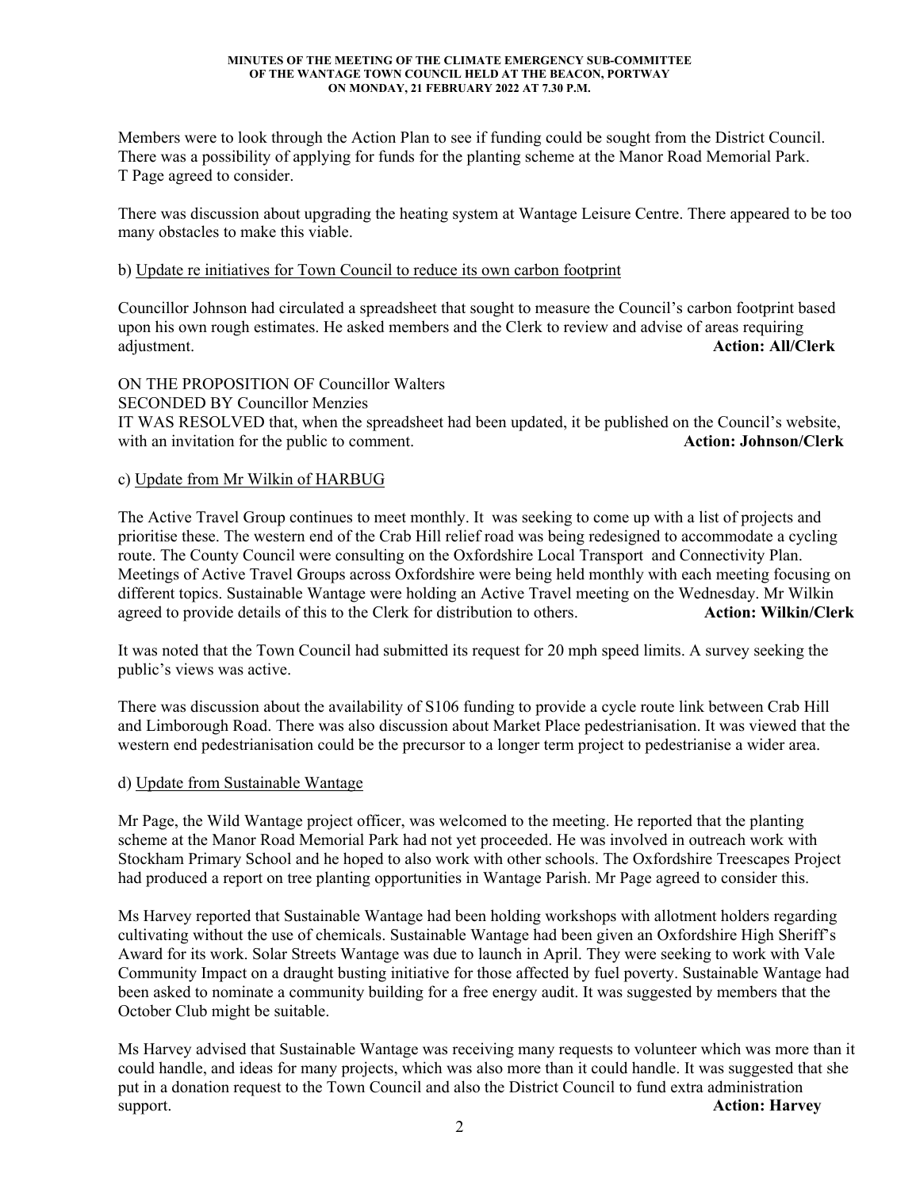Members were to look through the Action Plan to see if funding could be sought from the District Council. There was a possibility of applying for funds for the planting scheme at the Manor Road Memorial Park. T Page agreed to consider.

There was discussion about upgrading the heating system at Wantage Leisure Centre. There appeared to be too many obstacles to make this viable.

b) Update re initiatives for Town Council to reduce its own carbon footprint

Councillor Johnson had circulated a spreadsheet that sought to measure the Council's carbon footprint based upon his own rough estimates. He asked members and the Clerk to review and advise of areas requiring adjustment. **Action: All/Clerk**

ON THE PROPOSITION OF Councillor Walters
SECONDED BY Councillor Menzies
IT WAS RESOLVED that, when the spreadsheet had been updated, it be published on the Council's website, with an invitation for the public to comment. **Action: Johnson/Clerk**

c) Update from Mr Wilkin of HARBUG

The Active Travel Group continues to meet monthly. It was seeking to come up with a list of projects and prioritise these. The western end of the Crab Hill relief road was being redesigned to accommodate a cycling route. The County Council were consulting on the Oxfordshire Local Transport and Connectivity Plan. Meetings of Active Travel Groups across Oxfordshire were being held monthly with each meeting focusing on different topics. Sustainable Wantage were holding an Active Travel meeting on the Wednesday. Mr Wilkin agreed to provide details of this to the Clerk for distribution to others. **Action: Wilkin/Clerk**

It was noted that the Town Council had submitted its request for 20 mph speed limits. A survey seeking the public's views was active.

There was discussion about the availability of S106 funding to provide a cycle route link between Crab Hill and Limborough Road. There was also discussion about Market Place pedestrianisation. It was viewed that the western end pedestrianisation could be the precursor to a longer term project to pedestrianise a wider area.

d) Update from Sustainable Wantage

Mr Page, the Wild Wantage project officer, was welcomed to the meeting. He reported that the planting scheme at the Manor Road Memorial Park had not yet proceeded. He was involved in outreach work with Stockham Primary School and he hoped to also work with other schools. The Oxfordshire Treescapes Project had produced a report on tree planting opportunities in Wantage Parish. Mr Page agreed to consider this.

Ms Harvey reported that Sustainable Wantage had been holding workshops with allotment holders regarding cultivating without the use of chemicals. Sustainable Wantage had been given an Oxfordshire High Sheriff's Award for its work. Solar Streets Wantage was due to launch in April. They were seeking to work with Vale Community Impact on a draught busting initiative for those affected by fuel poverty. Sustainable Wantage had been asked to nominate a community building for a free energy audit. It was suggested by members that the October Club might be suitable.

Ms Harvey advised that Sustainable Wantage was receiving many requests to volunteer which was more than it could handle, and ideas for many projects, which was also more than it could handle. It was suggested that she put in a donation request to the Town Council and also the District Council to fund extra administration support. **Action: Harvey**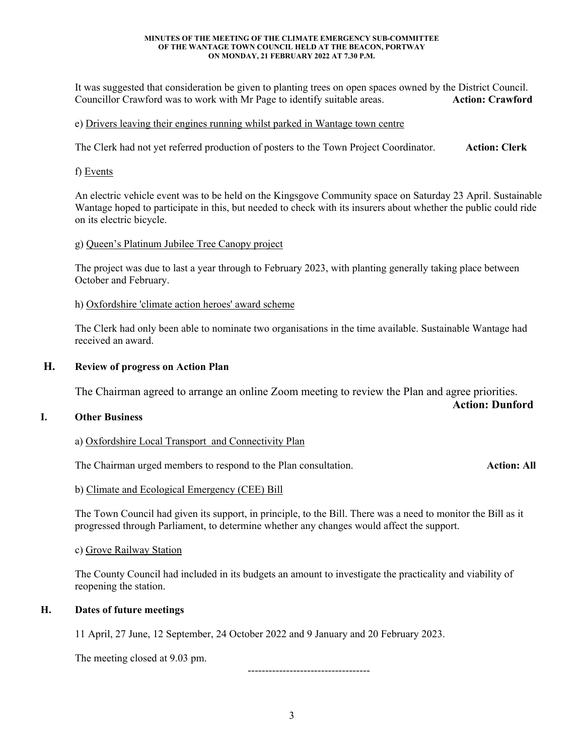It was suggested that consideration be given to planting trees on open spaces owned by the District Council. Councillor Crawford was to work with Mr Page to identify suitable areas. **Action: Crawford**

e) Drivers leaving their engines running whilst parked in Wantage town centre

The Clerk had not yet referred production of posters to the Town Project Coordinator. **Action: Clerk**

f) Events

An electric vehicle event was to be held on the Kingsgove Community space on Saturday 23 April. Sustainable Wantage hoped to participate in this, but needed to check with its insurers about whether the public could ride on its electric bicycle.

g) Queen's Platinum Jubilee Tree Canopy project

The project was due to last a year through to February 2023, with planting generally taking place between October and February.

h) Oxfordshire 'climate action heroes' award scheme

The Clerk had only been able to nominate two organisations in the time available. Sustainable Wantage had received an award.

## H. Review of progress on Action Plan

The Chairman agreed to arrange an online Zoom meeting to review the Plan and agree priorities. **Action: Dunford**

## I. Other Business

a) Oxfordshire Local Transport and Connectivity Plan

The Chairman urged members to respond to the Plan consultation. **Action: All**

b) Climate and Ecological Emergency (CEE) Bill

The Town Council had given its support, in principle, to the Bill. There was a need to monitor the Bill as it progressed through Parliament, to determine whether any changes would affect the support.

c) Grove Railway Station

The County Council had included in its budgets an amount to investigate the practicality and viability of reopening the station.

## H. Dates of future meetings

11 April, 27 June, 12 September, 24 October 2022 and 9 January and 20 February 2023.

The meeting closed at 9.03 pm.

-----------------------------------